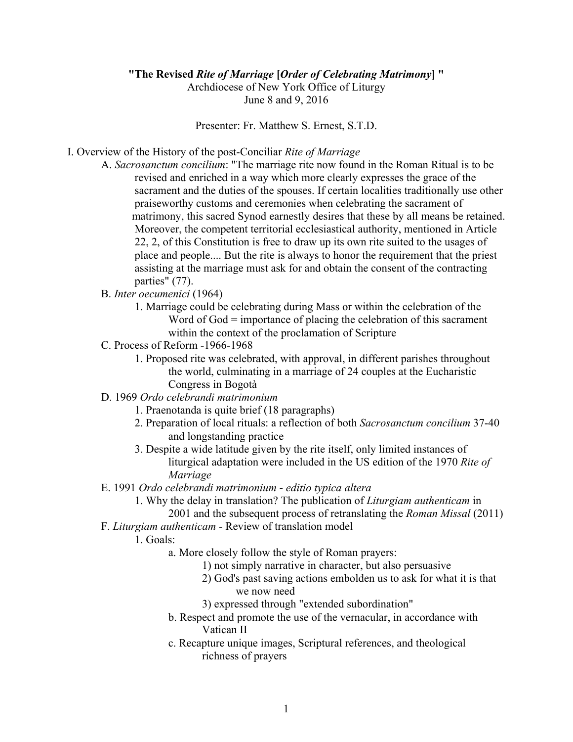**"The Revised *Rite of Marriage* [*Order of Celebrating Matrimony*] "**

Archdiocese of New York Office of Liturgy

June 8 and 9, 2016

Presenter: Fr. Matthew S. Ernest, S.T.D.

I. Overview of the History of the post-Conciliar *Rite of Marriage*

- A. *Sacrosanctum concilium*: "The marriage rite now found in the Roman Ritual is to be revised and enriched in a way which more clearly expresses the grace of the sacrament and the duties of the spouses. If certain localities traditionally use other praiseworthy customs and ceremonies when celebrating the sacrament of matrimony, this sacred Synod earnestly desires that these by all means be retained. Moreover, the competent territorial ecclesiastical authority, mentioned in Article 22, 2, of this Constitution is free to draw up its own rite suited to the usages of place and people.... But the rite is always to honor the requirement that the priest assisting at the marriage must ask for and obtain the consent of the contracting parties" (77).
- B. *Inter oecumenici* (1964)
  - 1. Marriage could be celebrating during Mass or within the celebration of the Word of God = importance of placing the celebration of this sacrament within the context of the proclamation of Scripture
- C. Process of Reform -1966-1968
  - 1. Proposed rite was celebrated, with approval, in different parishes throughout the world, culminating in a marriage of 24 couples at the Eucharistic Congress in Bogotà
- D. 1969 *Ordo celebrandi matrimonium*
  - 1. Praenotanda is quite brief (18 paragraphs)
  - 2. Preparation of local rituals: a reflection of both *Sacrosanctum concilium* 37-40 and longstanding practice
  - 3. Despite a wide latitude given by the rite itself, only limited instances of liturgical adaptation were included in the US edition of the 1970 *Rite of Marriage*
- E. 1991 *Ordo celebrandi matrimonium* - *editio typica altera*
  - 1. Why the delay in translation? The publication of *Liturgiam authenticam* in 2001 and the subsequent process of retranslating the *Roman Missal* (2011)
- F. *Liturgiam authenticam* - Review of translation model
  - 1. Goals:
    - a. More closely follow the style of Roman prayers:
      - 1) not simply narrative in character, but also persuasive
      - 2) God's past saving actions embolden us to ask for what it is that we now need
      - 3) expressed through "extended subordination"
    - b. Respect and promote the use of the vernacular, in accordance with Vatican II
    - c. Recapture unique images, Scriptural references, and theological richness of prayers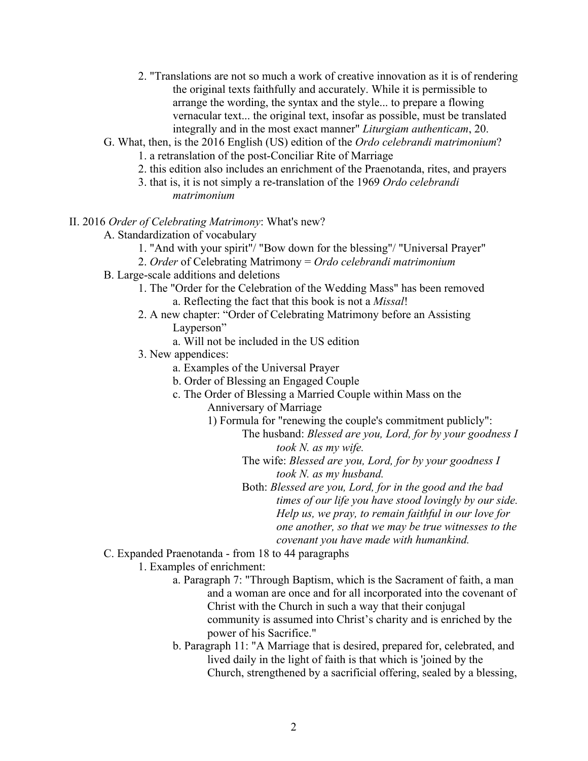2. "Translations are not so much a work of creative innovation as it is of rendering the original texts faithfully and accurately. While it is permissible to arrange the wording, the syntax and the style... to prepare a flowing vernacular text... the original text, insofar as possible, must be translated integrally and in the most exact manner" *Liturgiam authenticam*, 20.

G. What, then, is the 2016 English (US) edition of the *Ordo celebrandi matrimonium*?
   1. a retranslation of the post-Conciliar Rite of Marriage
   2. this edition also includes an enrichment of the Praenotanda, rites, and prayers
   3. that is, it is not simply a re-translation of the 1969 *Ordo celebrandi matrimonium*

II. 2016 *Order of Celebrating Matrimony*: What's new?

A. Standardization of vocabulary
   1. "And with your spirit"/ "Bow down for the blessing"/ "Universal Prayer"
   2. *Order* of Celebrating Matrimony = *Ordo celebrandi matrimonium*

B. Large-scale additions and deletions
   1. The "Order for the Celebration of the Wedding Mass" has been removed
      a. Reflecting the fact that this book is not a *Missal*!
   2. A new chapter: "Order of Celebrating Matrimony before an Assisting Layperson"
      a. Will not be included in the US edition
   3. New appendices:
      a. Examples of the Universal Prayer
      b. Order of Blessing an Engaged Couple
      c. The Order of Blessing a Married Couple within Mass on the Anniversary of Marriage
         1) Formula for "renewing the couple's commitment publicly":
            The husband: *Blessed are you, Lord, for by your goodness I took N. as my wife.*
            The wife: *Blessed are you, Lord, for by your goodness I took N. as my husband.*
            Both: *Blessed are you, Lord, for in the good and the bad times of our life you have stood lovingly by our side. Help us, we pray, to remain faithful in our love for one another, so that we may be true witnesses to the covenant you have made with humankind.*

C. Expanded Praenotanda - from 18 to 44 paragraphs
   1. Examples of enrichment:
      a. Paragraph 7: "Through Baptism, which is the Sacrament of faith, a man and a woman are once and for all incorporated into the covenant of Christ with the Church in such a way that their conjugal community is assumed into Christ's charity and is enriched by the power of his Sacrifice."
      b. Paragraph 11: "A Marriage that is desired, prepared for, celebrated, and lived daily in the light of faith is that which is 'joined by the Church, strengthened by a sacrificial offering, sealed by a blessing,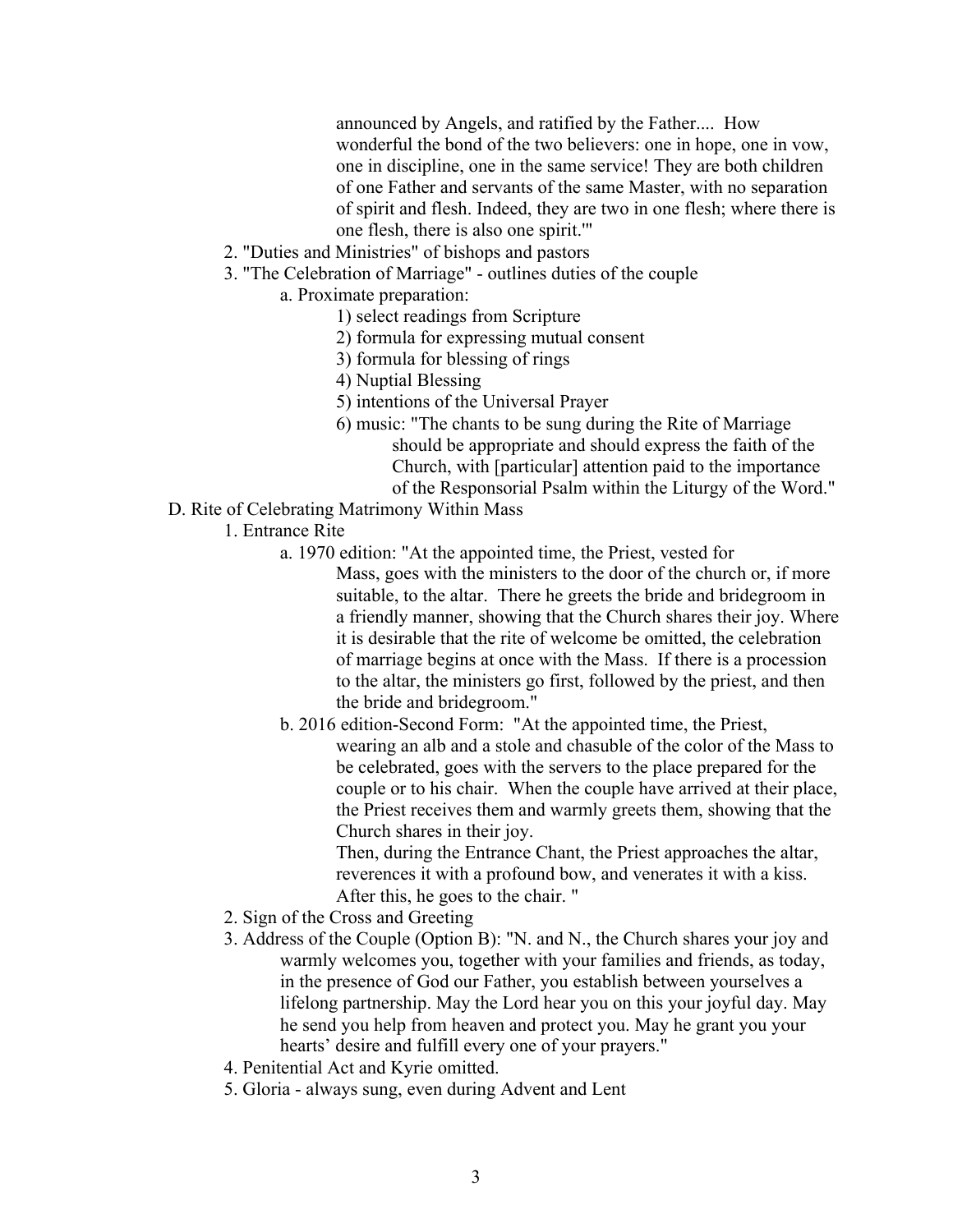announced by Angels, and ratified by the Father.... How wonderful the bond of the two believers: one in hope, one in vow, one in discipline, one in the same service! They are both children of one Father and servants of the same Master, with no separation of spirit and flesh. Indeed, they are two in one flesh; where there is one flesh, there is also one spirit.'"

2. "Duties and Ministries" of bishops and pastors
3. "The Celebration of Marriage" - outlines duties of the couple
    a. Proximate preparation:
        1) select readings from Scripture
        2) formula for expressing mutual consent
        3) formula for blessing of rings
        4) Nuptial Blessing
        5) intentions of the Universal Prayer
        6) music: "The chants to be sung during the Rite of Marriage should be appropriate and should express the faith of the Church, with [particular] attention paid to the importance of the Responsorial Psalm within the Liturgy of the Word."

D. Rite of Celebrating Matrimony Within Mass

1. Entrance Rite
    a. 1970 edition: "At the appointed time, the Priest, vested for Mass, goes with the ministers to the door of the church or, if more suitable, to the altar. There he greets the bride and bridegroom in a friendly manner, showing that the Church shares their joy. Where it is desirable that the rite of welcome be omitted, the celebration of marriage begins at once with the Mass. If there is a procession to the altar, the ministers go first, followed by the priest, and then the bride and bridegroom."
    b. 2016 edition-Second Form: "At the appointed time, the Priest, wearing an alb and a stole and chasuble of the color of the Mass to be celebrated, goes with the servers to the place prepared for the couple or to his chair. When the couple have arrived at their place, the Priest receives them and warmly greets them, showing that the Church shares in their joy.
    Then, during the Entrance Chant, the Priest approaches the altar, reverences it with a profound bow, and venerates it with a kiss. After this, he goes to the chair. "
2. Sign of the Cross and Greeting
3. Address of the Couple (Option B): "N. and N., the Church shares your joy and warmly welcomes you, together with your families and friends, as today, in the presence of God our Father, you establish between yourselves a lifelong partnership. May the Lord hear you on this your joyful day. May he send you help from heaven and protect you. May he grant you your hearts' desire and fulfill every one of your prayers."
4. Penitential Act and Kyrie omitted.
5. Gloria - always sung, even during Advent and Lent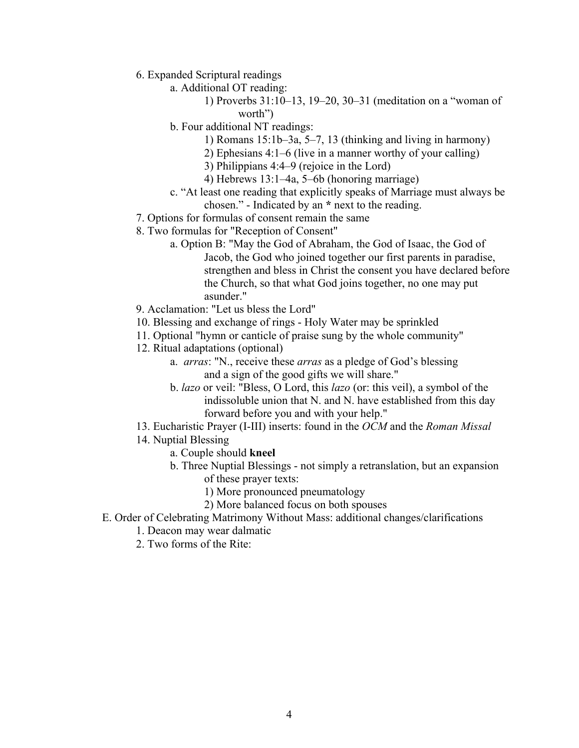6. Expanded Scriptural readings
    a. Additional OT reading:
        1) Proverbs 31:10–13, 19–20, 30–31 (meditation on a "woman of worth")
    b. Four additional NT readings:
        1) Romans 15:1b–3a, 5–7, 13 (thinking and living in harmony)
        2) Ephesians 4:1–6 (live in a manner worthy of your calling)
        3) Philippians 4:4–9 (rejoice in the Lord)
        4) Hebrews 13:1–4a, 5–6b (honoring marriage)
    c. "At least one reading that explicitly speaks of Marriage must always be chosen." - Indicated by an **\*** next to the reading.
7. Options for formulas of consent remain the same
8. Two formulas for "Reception of Consent"
    a. Option B: "May the God of Abraham, the God of Isaac, the God of Jacob, the God who joined together our first parents in paradise, strengthen and bless in Christ the consent you have declared before the Church, so that what God joins together, no one may put asunder."
9. Acclamation: "Let us bless the Lord"
10. Blessing and exchange of rings - Holy Water may be sprinkled
11. Optional "hymn or canticle of praise sung by the whole community"
12. Ritual adaptations (optional)
    a. *arras*: "N., receive these *arras* as a pledge of God's blessing and a sign of the good gifts we will share."
    b. *lazo* or veil: "Bless, O Lord, this *lazo* (or: this veil), a symbol of the indissoluble union that N. and N. have established from this day forward before you and with your help."
13. Eucharistic Prayer (I-III) inserts: found in the *OCM* and the *Roman Missal*
14. Nuptial Blessing
    a. Couple should **kneel**
    b. Three Nuptial Blessings - not simply a retranslation, but an expansion of these prayer texts:
        1) More pronounced pneumatology
        2) More balanced focus on both spouses

E. Order of Celebrating Matrimony Without Mass: additional changes/clarifications
1. Deacon may wear dalmatic
2. Two forms of the Rite: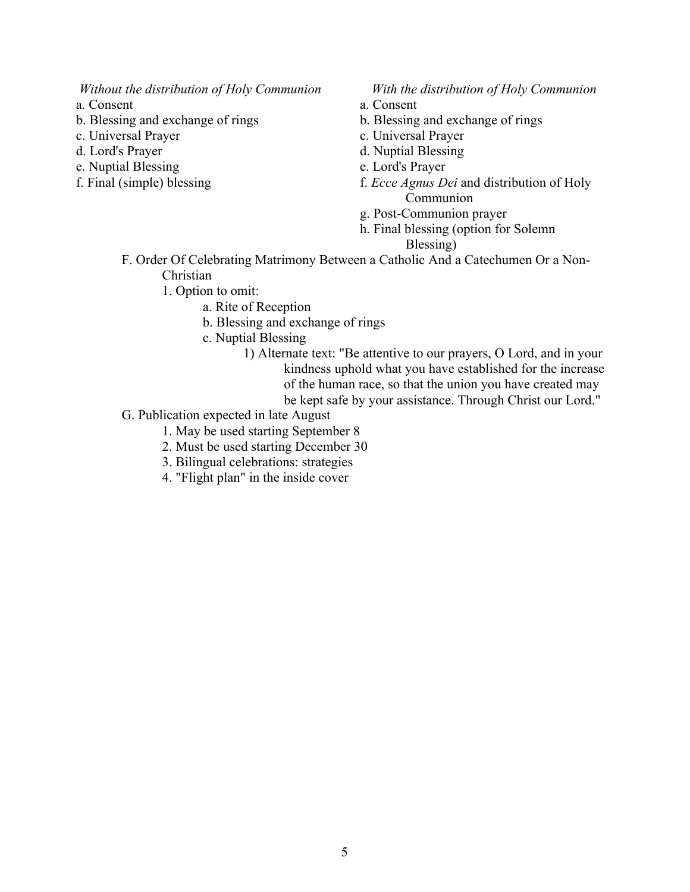*Without the distribution of Holy Communion*

a. Consent
b. Blessing and exchange of rings
c. Universal Prayer
d. Lord's Prayer
e. Nuptial Blessing
f. Final (simple) blessing

*With the distribution of Holy Communion*

a. Consent
b. Blessing and exchange of rings
c. Universal Prayer
d. Nuptial Blessing
e. Lord's Prayer
f. *Ecce Agnus Dei* and distribution of Holy Communion
g. Post-Communion prayer
h. Final blessing (option for Solemn Blessing)

F. Order Of Celebrating Matrimony Between a Catholic And a Catechumen Or a Non-Christian

1. Option to omit:
    a. Rite of Reception
    b. Blessing and exchange of rings
    c. Nuptial Blessing
        1) Alternate text: "Be attentive to our prayers, O Lord, and in your kindness uphold what you have established for the increase of the human race, so that the union you have created may be kept safe by your assistance. Through Christ our Lord."

G. Publication expected in late August

1. May be used starting September 8
2. Must be used starting December 30
3. Bilingual celebrations: strategies
4. "Flight plan" in the inside cover